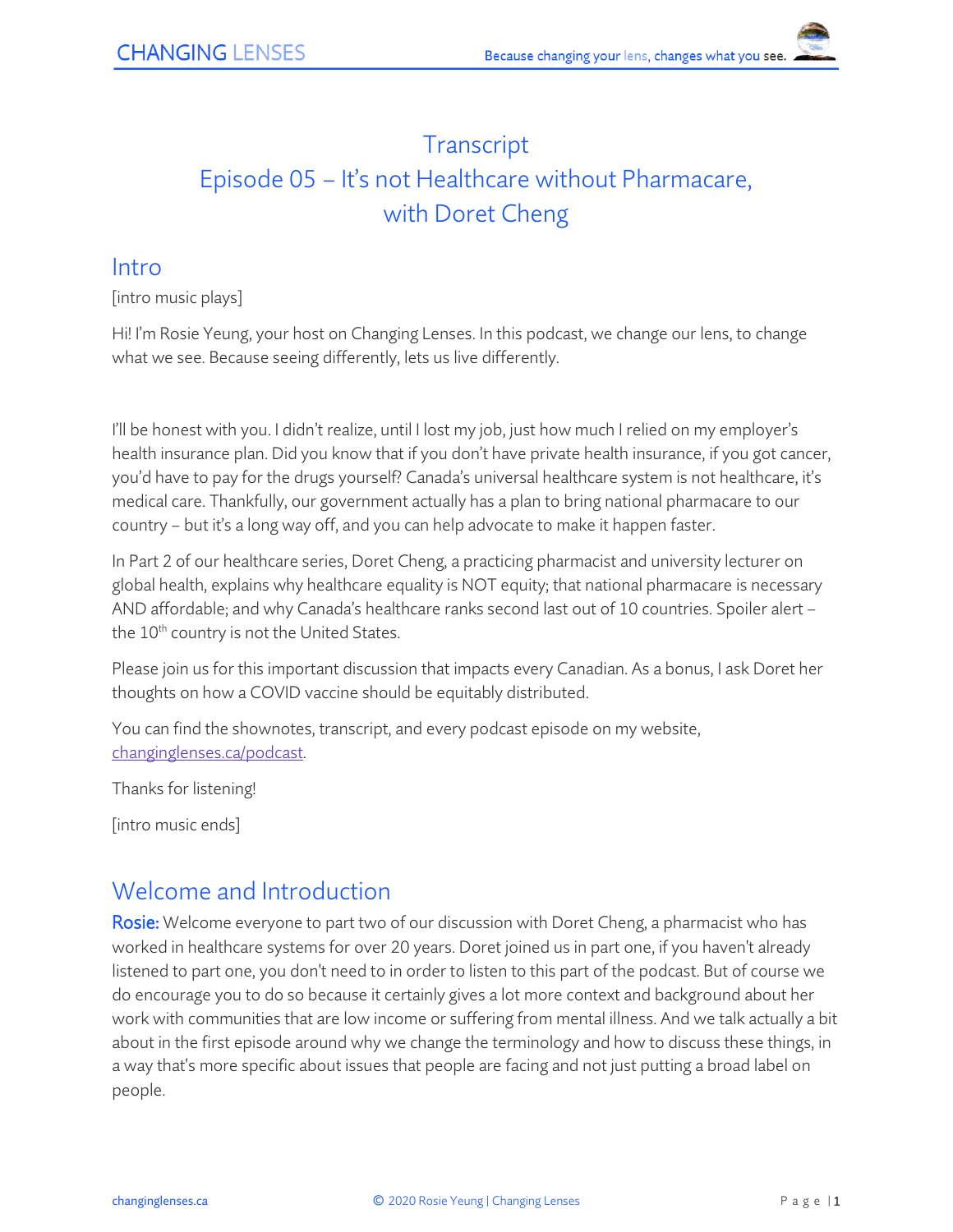# Transcript
# Episode 05 – It's not Healthcare without Pharmacare, with Doret Cheng

## Intro

[intro music plays]

Hi! I'm Rosie Yeung, your host on Changing Lenses. In this podcast, we change our lens, to change what we see. Because seeing differently, lets us live differently.

I'll be honest with you. I didn't realize, until I lost my job, just how much I relied on my employer's health insurance plan. Did you know that if you don't have private health insurance, if you got cancer, you'd have to pay for the drugs yourself? Canada's universal healthcare system is not healthcare, it's medical care. Thankfully, our government actually has a plan to bring national pharmacare to our country – but it's a long way off, and you can help advocate to make it happen faster.

In Part 2 of our healthcare series, Doret Cheng, a practicing pharmacist and university lecturer on global health, explains why healthcare equality is NOT equity; that national pharmacare is necessary AND affordable; and why Canada's healthcare ranks second last out of 10 countries. Spoiler alert – the 10th country is not the United States.

Please join us for this important discussion that impacts every Canadian. As a bonus, I ask Doret her thoughts on how a COVID vaccine should be equitably distributed.

You can find the shownotes, transcript, and every podcast episode on my website, changinglenses.ca/podcast.

Thanks for listening!

[intro music ends]

## Welcome and Introduction

**Rosie:** Welcome everyone to part two of our discussion with Doret Cheng, a pharmacist who has worked in healthcare systems for over 20 years. Doret joined us in part one, if you haven't already listened to part one, you don't need to in order to listen to this part of the podcast. But of course we do encourage you to do so because it certainly gives a lot more context and background about her work with communities that are low income or suffering from mental illness. And we talk actually a bit about in the first episode around why we change the terminology and how to discuss these things, in a way that's more specific about issues that people are facing and not just putting a broad label on people.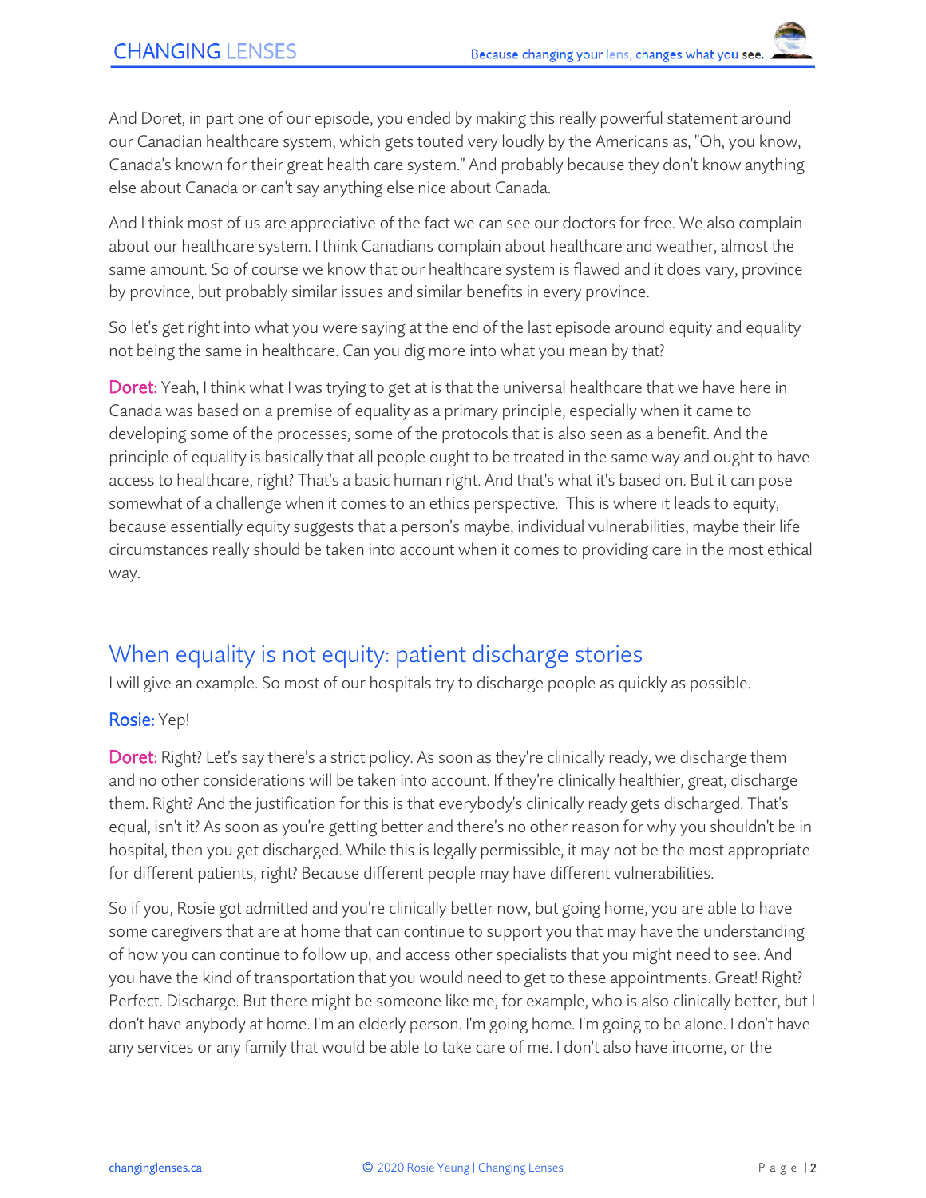And Doret, in part one of our episode, you ended by making this really powerful statement around our Canadian healthcare system, which gets touted very loudly by the Americans as, "Oh, you know, Canada's known for their great health care system." And probably because they don't know anything else about Canada or can't say anything else nice about Canada.

And I think most of us are appreciative of the fact we can see our doctors for free. We also complain about our healthcare system. I think Canadians complain about healthcare and weather, almost the same amount. So of course we know that our healthcare system is flawed and it does vary, province by province, but probably similar issues and similar benefits in every province.

So let's get right into what you were saying at the end of the last episode around equity and equality not being the same in healthcare. Can you dig more into what you mean by that?

**Doret:** Yeah, I think what I was trying to get at is that the universal healthcare that we have here in Canada was based on a premise of equality as a primary principle, especially when it came to developing some of the processes, some of the protocols that is also seen as a benefit. And the principle of equality is basically that all people ought to be treated in the same way and ought to have access to healthcare, right? That's a basic human right. And that's what it's based on. But it can pose somewhat of a challenge when it comes to an ethics perspective. This is where it leads to equity, because essentially equity suggests that a person's maybe, individual vulnerabilities, maybe their life circumstances really should be taken into account when it comes to providing care in the most ethical way.

## When equality is not equity: patient discharge stories

I will give an example. So most of our hospitals try to discharge people as quickly as possible.

**Rosie:** Yep!

**Doret:** Right? Let's say there's a strict policy. As soon as they're clinically ready, we discharge them and no other considerations will be taken into account. If they're clinically healthier, great, discharge them. Right? And the justification for this is that everybody's clinically ready gets discharged. That's equal, isn't it? As soon as you're getting better and there's no other reason for why you shouldn't be in hospital, then you get discharged. While this is legally permissible, it may not be the most appropriate for different patients, right? Because different people may have different vulnerabilities.

So if you, Rosie got admitted and you're clinically better now, but going home, you are able to have some caregivers that are at home that can continue to support you that may have the understanding of how you can continue to follow up, and access other specialists that you might need to see. And you have the kind of transportation that you would need to get to these appointments. Great! Right? Perfect. Discharge. But there might be someone like me, for example, who is also clinically better, but I don't have anybody at home. I'm an elderly person. I'm going home. I'm going to be alone. I don't have any services or any family that would be able to take care of me. I don't also have income, or the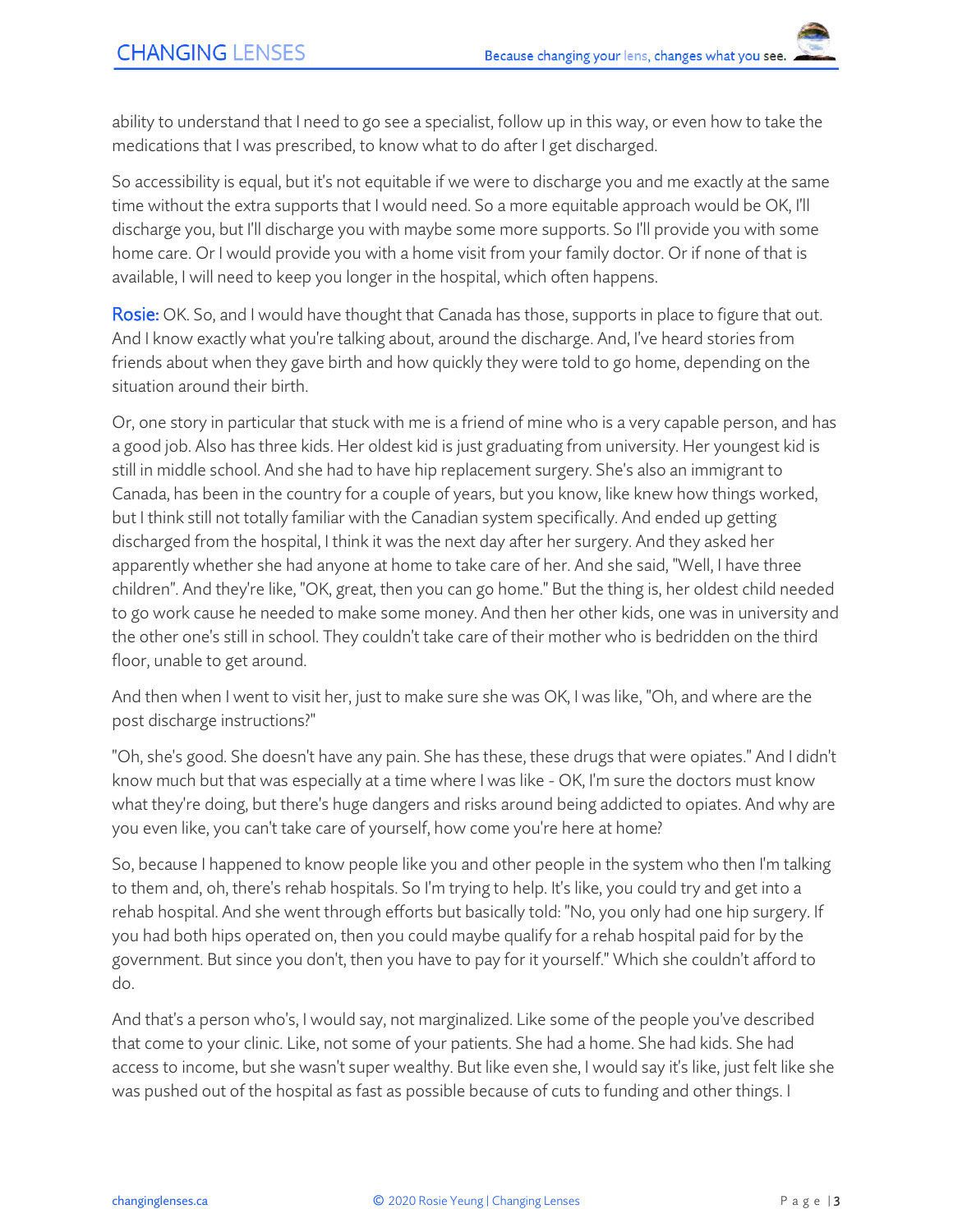ability to understand that I need to go see a specialist, follow up in this way, or even how to take the medications that I was prescribed, to know what to do after I get discharged.

So accessibility is equal, but it's not equitable if we were to discharge you and me exactly at the same time without the extra supports that I would need. So a more equitable approach would be OK, I'll discharge you, but I'll discharge you with maybe some more supports. So I'll provide you with some home care. Or I would provide you with a home visit from your family doctor. Or if none of that is available, I will need to keep you longer in the hospital, which often happens.

Rosie: OK. So, and I would have thought that Canada has those, supports in place to figure that out. And I know exactly what you're talking about, around the discharge. And, I've heard stories from friends about when they gave birth and how quickly they were told to go home, depending on the situation around their birth.

Or, one story in particular that stuck with me is a friend of mine who is a very capable person, and has a good job. Also has three kids. Her oldest kid is just graduating from university. Her youngest kid is still in middle school. And she had to have hip replacement surgery. She's also an immigrant to Canada, has been in the country for a couple of years, but you know, like knew how things worked, but I think still not totally familiar with the Canadian system specifically. And ended up getting discharged from the hospital, I think it was the next day after her surgery. And they asked her apparently whether she had anyone at home to take care of her. And she said, "Well, I have three children". And they're like, "OK, great, then you can go home." But the thing is, her oldest child needed to go work cause he needed to make some money. And then her other kids, one was in university and the other one's still in school. They couldn't take care of their mother who is bedridden on the third floor, unable to get around.

And then when I went to visit her, just to make sure she was OK, I was like, "Oh, and where are the post discharge instructions?"

"Oh, she's good. She doesn't have any pain. She has these, these drugs that were opiates." And I didn't know much but that was especially at a time where I was like - OK, I'm sure the doctors must know what they're doing, but there's huge dangers and risks around being addicted to opiates. And why are you even like, you can't take care of yourself, how come you're here at home?

So, because I happened to know people like you and other people in the system who then I'm talking to them and, oh, there's rehab hospitals. So I'm trying to help. It's like, you could try and get into a rehab hospital. And she went through efforts but basically told: "No, you only had one hip surgery. If you had both hips operated on, then you could maybe qualify for a rehab hospital paid for by the government. But since you don't, then you have to pay for it yourself." Which she couldn't afford to do.

And that's a person who's, I would say, not marginalized. Like some of the people you've described that come to your clinic. Like, not some of your patients. She had a home. She had kids. She had access to income, but she wasn't super wealthy. But like even she, I would say it's like, just felt like she was pushed out of the hospital as fast as possible because of cuts to funding and other things. I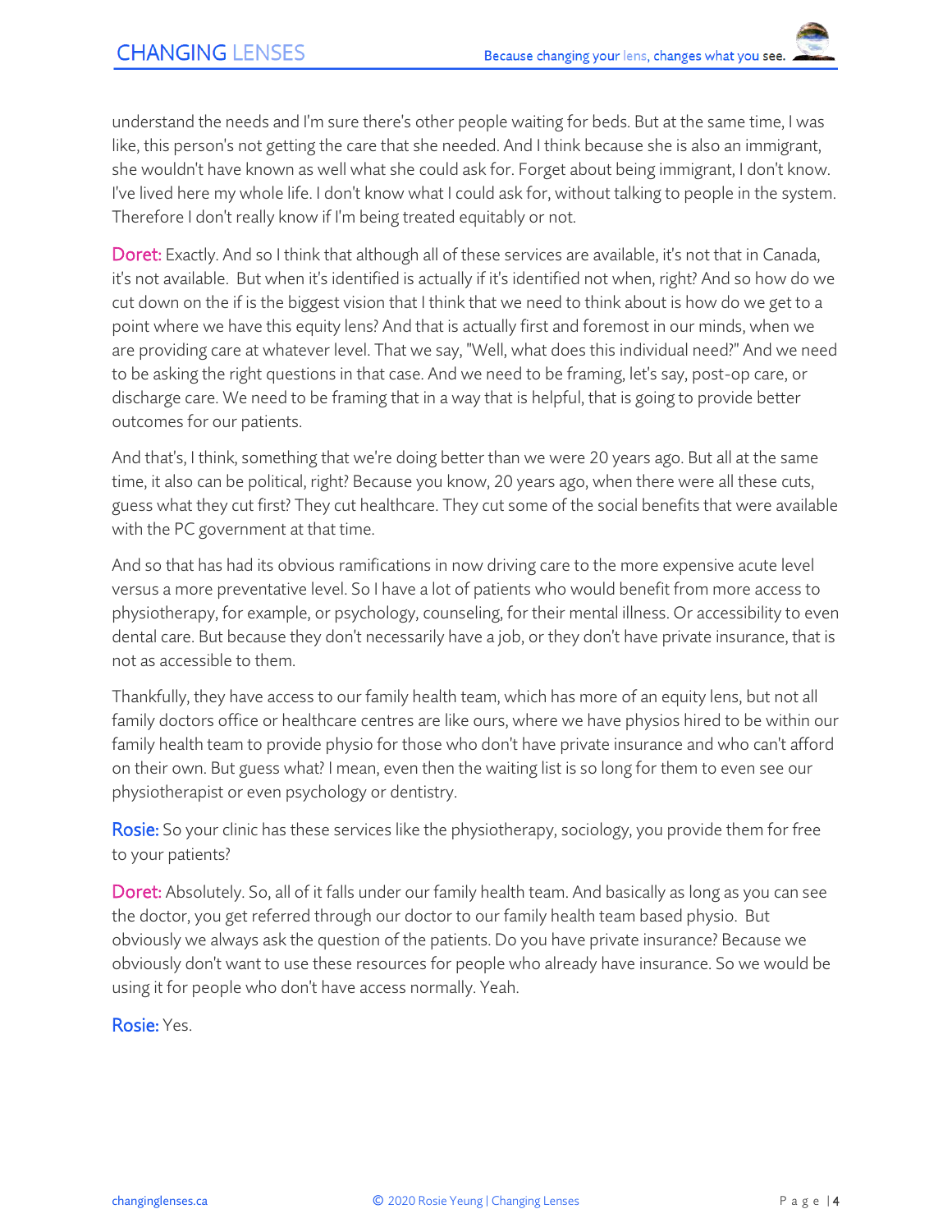understand the needs and I'm sure there's other people waiting for beds. But at the same time, I was like, this person's not getting the care that she needed. And I think because she is also an immigrant, she wouldn't have known as well what she could ask for. Forget about being immigrant, I don't know. I've lived here my whole life. I don't know what I could ask for, without talking to people in the system. Therefore I don't really know if I'm being treated equitably or not.

**Doret:** Exactly. And so I think that although all of these services are available, it's not that in Canada, it's not available. But when it's identified is actually if it's identified not when, right? And so how do we cut down on the if is the biggest vision that I think that we need to think about is how do we get to a point where we have this equity lens? And that is actually first and foremost in our minds, when we are providing care at whatever level. That we say, "Well, what does this individual need?" And we need to be asking the right questions in that case. And we need to be framing, let's say, post-op care, or discharge care. We need to be framing that in a way that is helpful, that is going to provide better outcomes for our patients.

And that's, I think, something that we're doing better than we were 20 years ago. But all at the same time, it also can be political, right? Because you know, 20 years ago, when there were all these cuts, guess what they cut first? They cut healthcare. They cut some of the social benefits that were available with the PC government at that time.

And so that has had its obvious ramifications in now driving care to the more expensive acute level versus a more preventative level. So I have a lot of patients who would benefit from more access to physiotherapy, for example, or psychology, counseling, for their mental illness. Or accessibility to even dental care. But because they don't necessarily have a job, or they don't have private insurance, that is not as accessible to them.

Thankfully, they have access to our family health team, which has more of an equity lens, but not all family doctors office or healthcare centres are like ours, where we have physios hired to be within our family health team to provide physio for those who don't have private insurance and who can't afford on their own. But guess what? I mean, even then the waiting list is so long for them to even see our physiotherapist or even psychology or dentistry.

**Rosie:** So your clinic has these services like the physiotherapy, sociology, you provide them for free to your patients?

**Doret:** Absolutely. So, all of it falls under our family health team. And basically as long as you can see the doctor, you get referred through our doctor to our family health team based physio. But obviously we always ask the question of the patients. Do you have private insurance? Because we obviously don't want to use these resources for people who already have insurance. So we would be using it for people who don't have access normally. Yeah.

**Rosie:** Yes.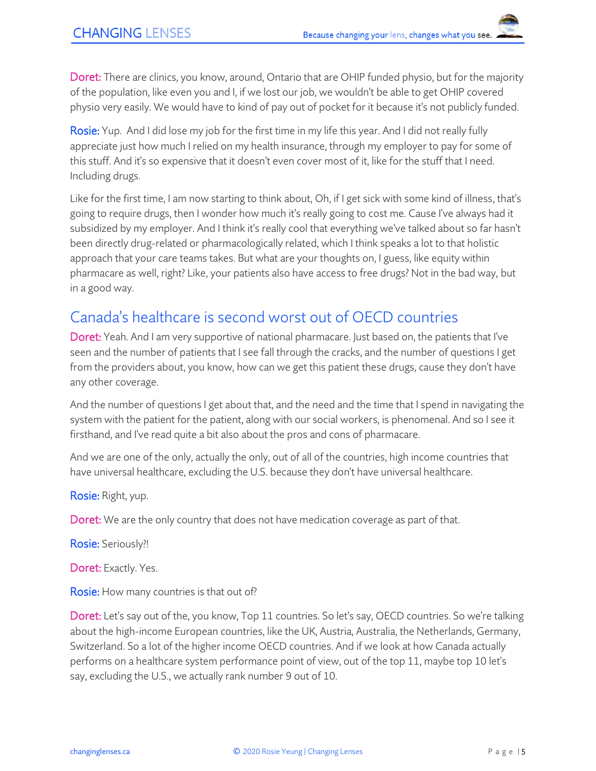**Doret:** There are clinics, you know, around, Ontario that are OHIP funded physio, but for the majority of the population, like even you and I, if we lost our job, we wouldn't be able to get OHIP covered physio very easily. We would have to kind of pay out of pocket for it because it's not publicly funded.

**Rosie:** Yup. And I did lose my job for the first time in my life this year. And I did not really fully appreciate just how much I relied on my health insurance, through my employer to pay for some of this stuff. And it's so expensive that it doesn't even cover most of it, like for the stuff that I need. Including drugs.

Like for the first time, I am now starting to think about, Oh, if I get sick with some kind of illness, that's going to require drugs, then I wonder how much it's really going to cost me. Cause I've always had it subsidized by my employer. And I think it's really cool that everything we've talked about so far hasn't been directly drug-related or pharmacologically related, which I think speaks a lot to that holistic approach that your care teams takes. But what are your thoughts on, I guess, like equity within pharmacare as well, right? Like, your patients also have access to free drugs? Not in the bad way, but in a good way.

## Canada's healthcare is second worst out of OECD countries

**Doret:** Yeah. And I am very supportive of national pharmacare. Just based on, the patients that I've seen and the number of patients that I see fall through the cracks, and the number of questions I get from the providers about, you know, how can we get this patient these drugs, cause they don't have any other coverage.

And the number of questions I get about that, and the need and the time that I spend in navigating the system with the patient for the patient, along with our social workers, is phenomenal. And so I see it firsthand, and I've read quite a bit also about the pros and cons of pharmacare.

And we are one of the only, actually the only, out of all of the countries, high income countries that have universal healthcare, excluding the U.S. because they don't have universal healthcare.

**Rosie:** Right, yup.

**Doret:** We are the only country that does not have medication coverage as part of that.

**Rosie:** Seriously?!

**Doret:** Exactly. Yes.

**Rosie:** How many countries is that out of?

**Doret:** Let's say out of the, you know, Top 11 countries. So let's say, OECD countries. So we're talking about the high-income European countries, like the UK, Austria, Australia, the Netherlands, Germany, Switzerland. So a lot of the higher income OECD countries. And if we look at how Canada actually performs on a healthcare system performance point of view, out of the top 11, maybe top 10 let's say, excluding the U.S., we actually rank number 9 out of 10.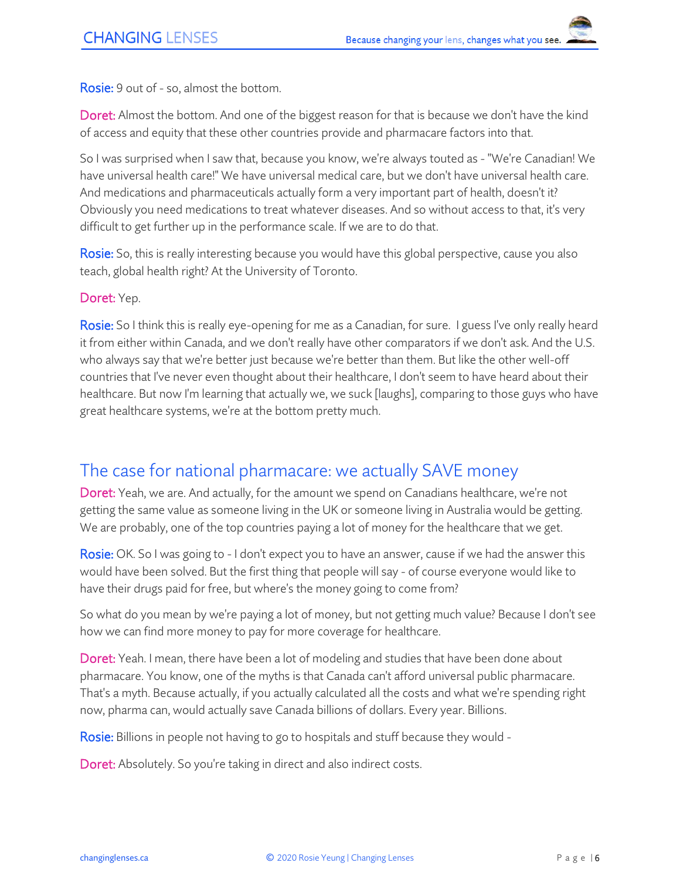**Rosie:** 9 out of - so, almost the bottom.

**Doret:** Almost the bottom. And one of the biggest reason for that is because we don't have the kind of access and equity that these other countries provide and pharmacare factors into that.

So I was surprised when I saw that, because you know, we're always touted as - "We're Canadian! We have universal health care!" We have universal medical care, but we don't have universal health care. And medications and pharmaceuticals actually form a very important part of health, doesn't it? Obviously you need medications to treat whatever diseases. And so without access to that, it's very difficult to get further up in the performance scale. If we are to do that.

**Rosie:** So, this is really interesting because you would have this global perspective, cause you also teach, global health right? At the University of Toronto.

**Doret:** Yep.

**Rosie:** So I think this is really eye-opening for me as a Canadian, for sure. I guess I've only really heard it from either within Canada, and we don't really have other comparators if we don't ask. And the U.S. who always say that we're better just because we're better than them. But like the other well-off countries that I've never even thought about their healthcare, I don't seem to have heard about their healthcare. But now I'm learning that actually we, we suck [laughs], comparing to those guys who have great healthcare systems, we're at the bottom pretty much.

## The case for national pharmacare: we actually SAVE money

**Doret:** Yeah, we are. And actually, for the amount we spend on Canadians healthcare, we're not getting the same value as someone living in the UK or someone living in Australia would be getting. We are probably, one of the top countries paying a lot of money for the healthcare that we get.

**Rosie:** OK. So I was going to - I don't expect you to have an answer, cause if we had the answer this would have been solved. But the first thing that people will say - of course everyone would like to have their drugs paid for free, but where's the money going to come from?

So what do you mean by we're paying a lot of money, but not getting much value? Because I don't see how we can find more money to pay for more coverage for healthcare.

**Doret:** Yeah. I mean, there have been a lot of modeling and studies that have been done about pharmacare. You know, one of the myths is that Canada can't afford universal public pharmacare. That's a myth. Because actually, if you actually calculated all the costs and what we're spending right now, pharma can, would actually save Canada billions of dollars. Every year. Billions.

**Rosie:** Billions in people not having to go to hospitals and stuff because they would -

**Doret:** Absolutely. So you're taking in direct and also indirect costs.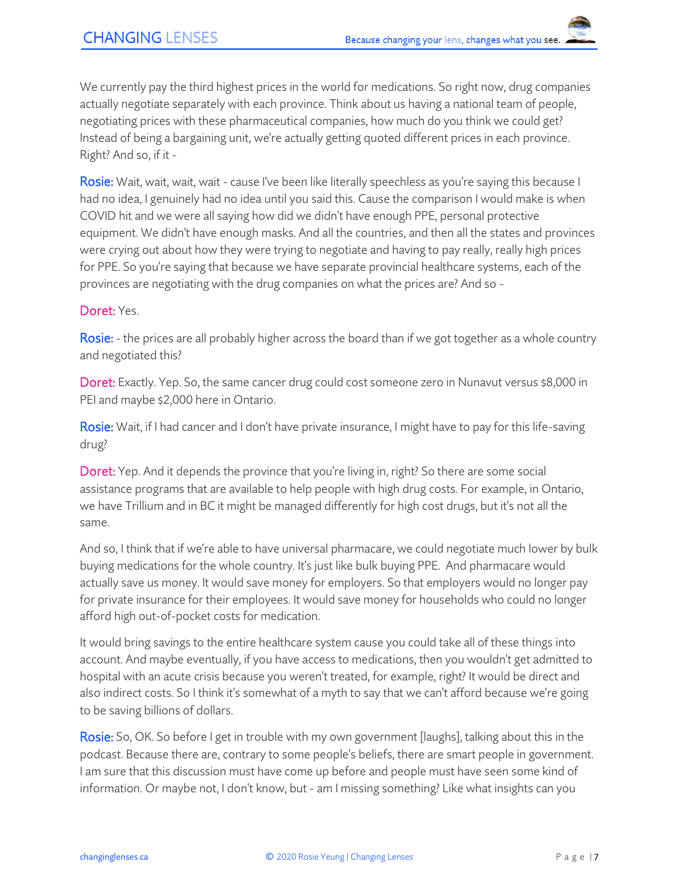We currently pay the third highest prices in the world for medications. So right now, drug companies actually negotiate separately with each province. Think about us having a national team of people, negotiating prices with these pharmaceutical companies, how much do you think we could get? Instead of being a bargaining unit, we're actually getting quoted different prices in each province. Right? And so, if it -

**Rosie:** Wait, wait, wait, wait - cause I've been like literally speechless as you're saying this because I had no idea, I genuinely had no idea until you said this. Cause the comparison I would make is when COVID hit and we were all saying how did we didn't have enough PPE, personal protective equipment. We didn't have enough masks. And all the countries, and then all the states and provinces were crying out about how they were trying to negotiate and having to pay really, really high prices for PPE. So you're saying that because we have separate provincial healthcare systems, each of the provinces are negotiating with the drug companies on what the prices are? And so -

**Doret:** Yes.

**Rosie:** - the prices are all probably higher across the board than if we got together as a whole country and negotiated this?

**Doret:** Exactly. Yep. So, the same cancer drug could cost someone zero in Nunavut versus $8,000 in PEI and maybe $2,000 here in Ontario.

**Rosie:** Wait, if I had cancer and I don't have private insurance, I might have to pay for this life-saving drug?

**Doret:** Yep. And it depends the province that you're living in, right? So there are some social assistance programs that are available to help people with high drug costs. For example, in Ontario, we have Trillium and in BC it might be managed differently for high cost drugs, but it's not all the same.

And so, I think that if we're able to have universal pharmacare, we could negotiate much lower by bulk buying medications for the whole country. It's just like bulk buying PPE. And pharmacare would actually save us money. It would save money for employers. So that employers would no longer pay for private insurance for their employees. It would save money for households who could no longer afford high out-of-pocket costs for medication.

It would bring savings to the entire healthcare system cause you could take all of these things into account. And maybe eventually, if you have access to medications, then you wouldn't get admitted to hospital with an acute crisis because you weren't treated, for example, right? It would be direct and also indirect costs. So I think it's somewhat of a myth to say that we can't afford because we're going to be saving billions of dollars.

**Rosie:** So, OK. So before I get in trouble with my own government [laughs], talking about this in the podcast. Because there are, contrary to some people's beliefs, there are smart people in government. I am sure that this discussion must have come up before and people must have seen some kind of information. Or maybe not, I don't know, but - am I missing something? Like what insights can you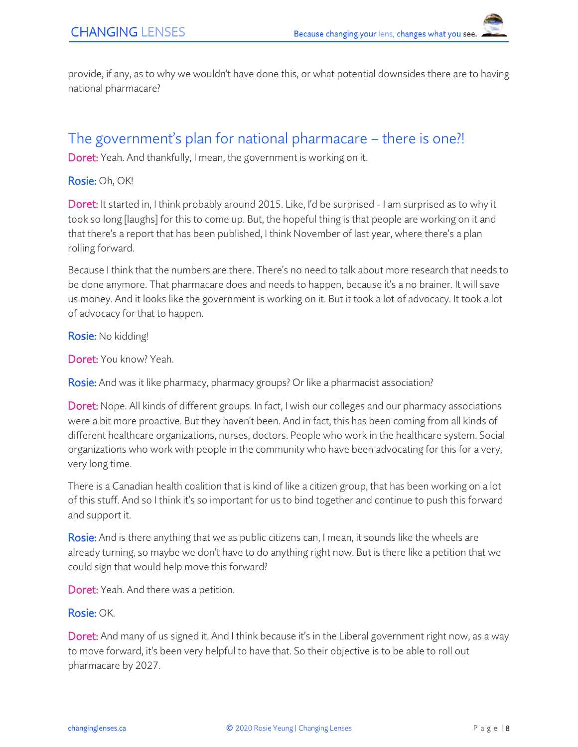provide, if any, as to why we wouldn't have done this, or what potential downsides there are to having national pharmacare?

## The government's plan for national pharmacare – there is one?!

**Doret:** Yeah. And thankfully, I mean, the government is working on it.

**Rosie:** Oh, OK!

**Doret:** It started in, I think probably around 2015. Like, I'd be surprised - I am surprised as to why it took so long [laughs] for this to come up. But, the hopeful thing is that people are working on it and that there's a report that has been published, I think November of last year, where there's a plan rolling forward.

Because I think that the numbers are there. There's no need to talk about more research that needs to be done anymore. That pharmacare does and needs to happen, because it's a no brainer. It will save us money. And it looks like the government is working on it. But it took a lot of advocacy. It took a lot of advocacy for that to happen.

**Rosie:** No kidding!

**Doret:** You know? Yeah.

**Rosie:** And was it like pharmacy, pharmacy groups? Or like a pharmacist association?

**Doret:** Nope. All kinds of different groups. In fact, I wish our colleges and our pharmacy associations were a bit more proactive. But they haven't been. And in fact, this has been coming from all kinds of different healthcare organizations, nurses, doctors. People who work in the healthcare system. Social organizations who work with people in the community who have been advocating for this for a very, very long time.

There is a Canadian health coalition that is kind of like a citizen group, that has been working on a lot of this stuff. And so I think it's so important for us to bind together and continue to push this forward and support it.

**Rosie:** And is there anything that we as public citizens can, I mean, it sounds like the wheels are already turning, so maybe we don't have to do anything right now. But is there like a petition that we could sign that would help move this forward?

**Doret:** Yeah. And there was a petition.

**Rosie:** OK.

**Doret:** And many of us signed it. And I think because it's in the Liberal government right now, as a way to move forward, it's been very helpful to have that. So their objective is to be able to roll out pharmacare by 2027.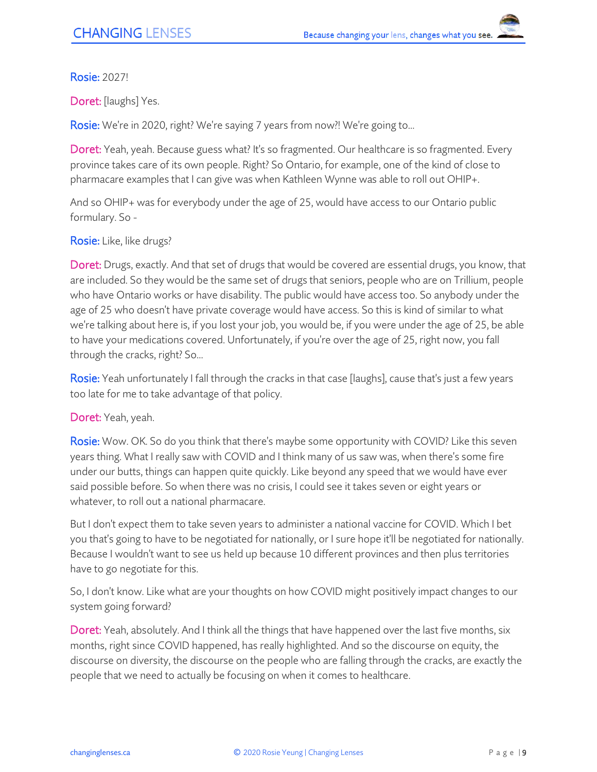**Rosie:** 2027!

**Doret:** [laughs] Yes.

**Rosie:** We're in 2020, right? We're saying 7 years from now?! We're going to...

**Doret:** Yeah, yeah. Because guess what? It's so fragmented. Our healthcare is so fragmented. Every province takes care of its own people. Right? So Ontario, for example, one of the kind of close to pharmacare examples that I can give was when Kathleen Wynne was able to roll out OHIP+.

And so OHIP+ was for everybody under the age of 25, would have access to our Ontario public formulary. So -

**Rosie:** Like, like drugs?

**Doret:** Drugs, exactly. And that set of drugs that would be covered are essential drugs, you know, that are included. So they would be the same set of drugs that seniors, people who are on Trillium, people who have Ontario works or have disability. The public would have access too. So anybody under the age of 25 who doesn't have private coverage would have access. So this is kind of similar to what we're talking about here is, if you lost your job, you would be, if you were under the age of 25, be able to have your medications covered. Unfortunately, if you're over the age of 25, right now, you fall through the cracks, right? So...

**Rosie:** Yeah unfortunately I fall through the cracks in that case [laughs], cause that's just a few years too late for me to take advantage of that policy.

**Doret:** Yeah, yeah.

**Rosie:** Wow. OK. So do you think that there's maybe some opportunity with COVID? Like this seven years thing. What I really saw with COVID and I think many of us saw was, when there's some fire under our butts, things can happen quite quickly. Like beyond any speed that we would have ever said possible before. So when there was no crisis, I could see it takes seven or eight years or whatever, to roll out a national pharmacare.

But I don't expect them to take seven years to administer a national vaccine for COVID. Which I bet you that's going to have to be negotiated for nationally, or I sure hope it'll be negotiated for nationally. Because I wouldn't want to see us held up because 10 different provinces and then plus territories have to go negotiate for this.

So, I don't know. Like what are your thoughts on how COVID might positively impact changes to our system going forward?

**Doret:** Yeah, absolutely. And I think all the things that have happened over the last five months, six months, right since COVID happened, has really highlighted. And so the discourse on equity, the discourse on diversity, the discourse on the people who are falling through the cracks, are exactly the people that we need to actually be focusing on when it comes to healthcare.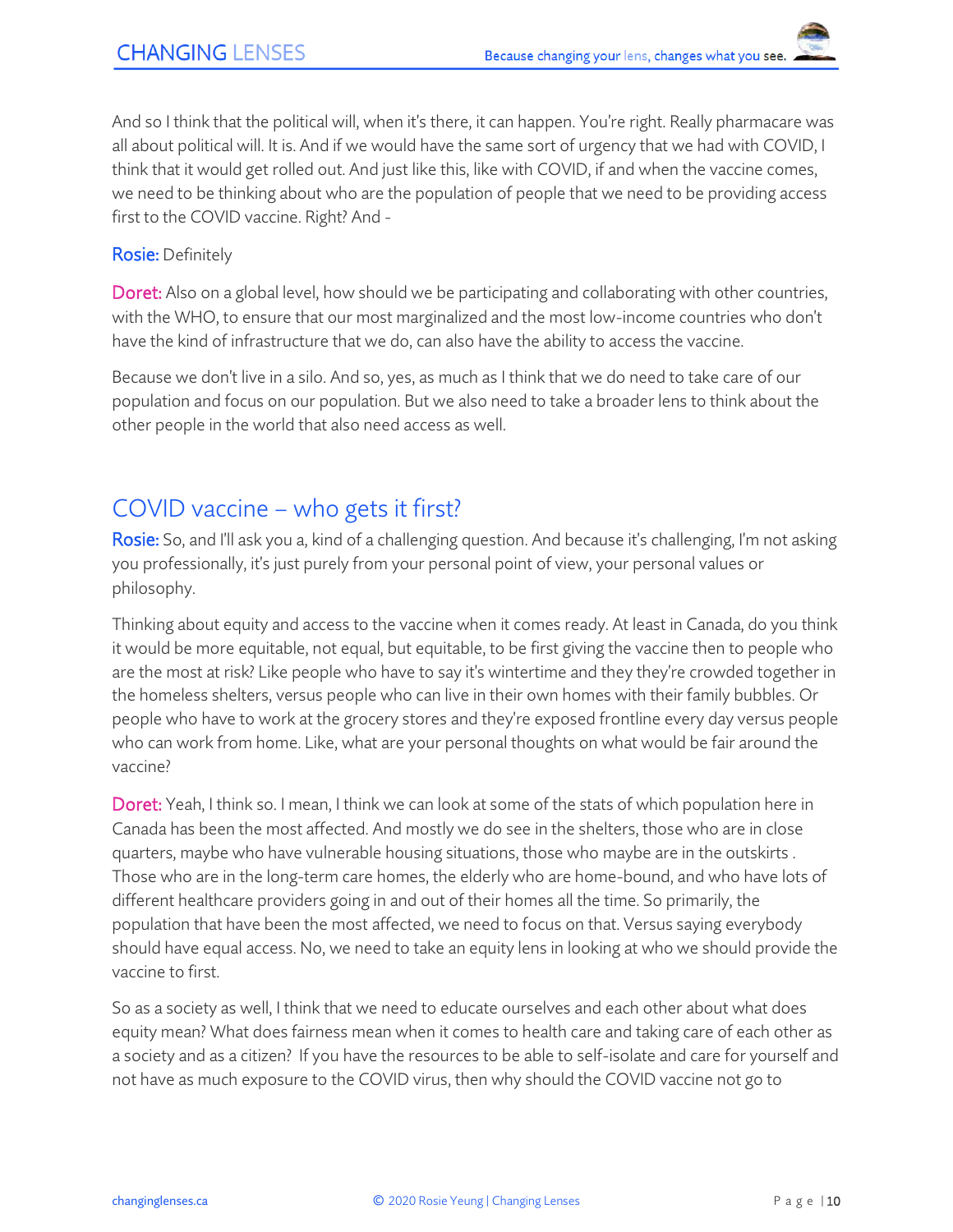And so I think that the political will, when it's there, it can happen. You're right. Really pharmacare was all about political will. It is. And if we would have the same sort of urgency that we had with COVID, I think that it would get rolled out. And just like this, like with COVID, if and when the vaccine comes, we need to be thinking about who are the population of people that we need to be providing access first to the COVID vaccine. Right? And -

Rosie: Definitely

Doret: Also on a global level, how should we be participating and collaborating with other countries, with the WHO, to ensure that our most marginalized and the most low-income countries who don't have the kind of infrastructure that we do, can also have the ability to access the vaccine.

Because we don't live in a silo. And so, yes, as much as I think that we do need to take care of our population and focus on our population. But we also need to take a broader lens to think about the other people in the world that also need access as well.

## COVID vaccine – who gets it first?

Rosie: So, and I'll ask you a, kind of a challenging question. And because it's challenging, I'm not asking you professionally, it's just purely from your personal point of view, your personal values or philosophy.

Thinking about equity and access to the vaccine when it comes ready. At least in Canada, do you think it would be more equitable, not equal, but equitable, to be first giving the vaccine then to people who are the most at risk? Like people who have to say it's wintertime and they they're crowded together in the homeless shelters, versus people who can live in their own homes with their family bubbles. Or people who have to work at the grocery stores and they're exposed frontline every day versus people who can work from home. Like, what are your personal thoughts on what would be fair around the vaccine?

Doret: Yeah, I think so. I mean, I think we can look at some of the stats of which population here in Canada has been the most affected. And mostly we do see in the shelters, those who are in close quarters, maybe who have vulnerable housing situations, those who maybe are in the outskirts . Those who are in the long-term care homes, the elderly who are home-bound, and who have lots of different healthcare providers going in and out of their homes all the time. So primarily, the population that have been the most affected, we need to focus on that. Versus saying everybody should have equal access. No, we need to take an equity lens in looking at who we should provide the vaccine to first.

So as a society as well, I think that we need to educate ourselves and each other about what does equity mean? What does fairness mean when it comes to health care and taking care of each other as a society and as a citizen? If you have the resources to be able to self-isolate and care for yourself and not have as much exposure to the COVID virus, then why should the COVID vaccine not go to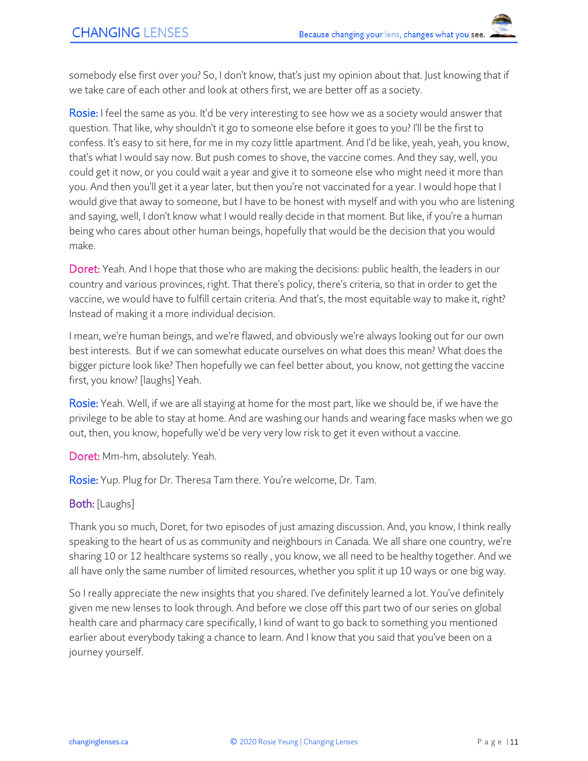somebody else first over you? So, I don't know, that's just my opinion about that. Just knowing that if we take care of each other and look at others first, we are better off as a society.

**Rosie:** I feel the same as you. It'd be very interesting to see how we as a society would answer that question. That like, why shouldn't it go to someone else before it goes to you? I'll be the first to confess. It's easy to sit here, for me in my cozy little apartment. And I'd be like, yeah, yeah, you know, that's what I would say now. But push comes to shove, the vaccine comes. And they say, well, you could get it now, or you could wait a year and give it to someone else who might need it more than you. And then you'll get it a year later, but then you're not vaccinated for a year. I would hope that I would give that away to someone, but I have to be honest with myself and with you who are listening and saying, well, I don't know what I would really decide in that moment. But like, if you're a human being who cares about other human beings, hopefully that would be the decision that you would make.

**Doret:** Yeah. And I hope that those who are making the decisions: public health, the leaders in our country and various provinces, right. That there's policy, there's criteria, so that in order to get the vaccine, we would have to fulfill certain criteria. And that's, the most equitable way to make it, right? Instead of making it a more individual decision.

I mean, we're human beings, and we're flawed, and obviously we're always looking out for our own best interests. But if we can somewhat educate ourselves on what does this mean? What does the bigger picture look like? Then hopefully we can feel better about, you know, not getting the vaccine first, you know? [laughs] Yeah.

**Rosie:** Yeah. Well, if we are all staying at home for the most part, like we should be, if we have the privilege to be able to stay at home. And are washing our hands and wearing face masks when we go out, then, you know, hopefully we'd be very very low risk to get it even without a vaccine.

**Doret:** Mm-hm, absolutely. Yeah.

**Rosie:** Yup. Plug for Dr. Theresa Tam there. You're welcome, Dr. Tam.

**Both:** [Laughs]

Thank you so much, Doret, for two episodes of just amazing discussion. And, you know, I think really speaking to the heart of us as community and neighbours in Canada. We all share one country, we're sharing 10 or 12 healthcare systems so really , you know, we all need to be healthy together. And we all have only the same number of limited resources, whether you split it up 10 ways or one big way.

So I really appreciate the new insights that you shared. I've definitely learned a lot. You've definitely given me new lenses to look through. And before we close off this part two of our series on global health care and pharmacy care specifically, I kind of want to go back to something you mentioned earlier about everybody taking a chance to learn. And I know that you said that you've been on a journey yourself.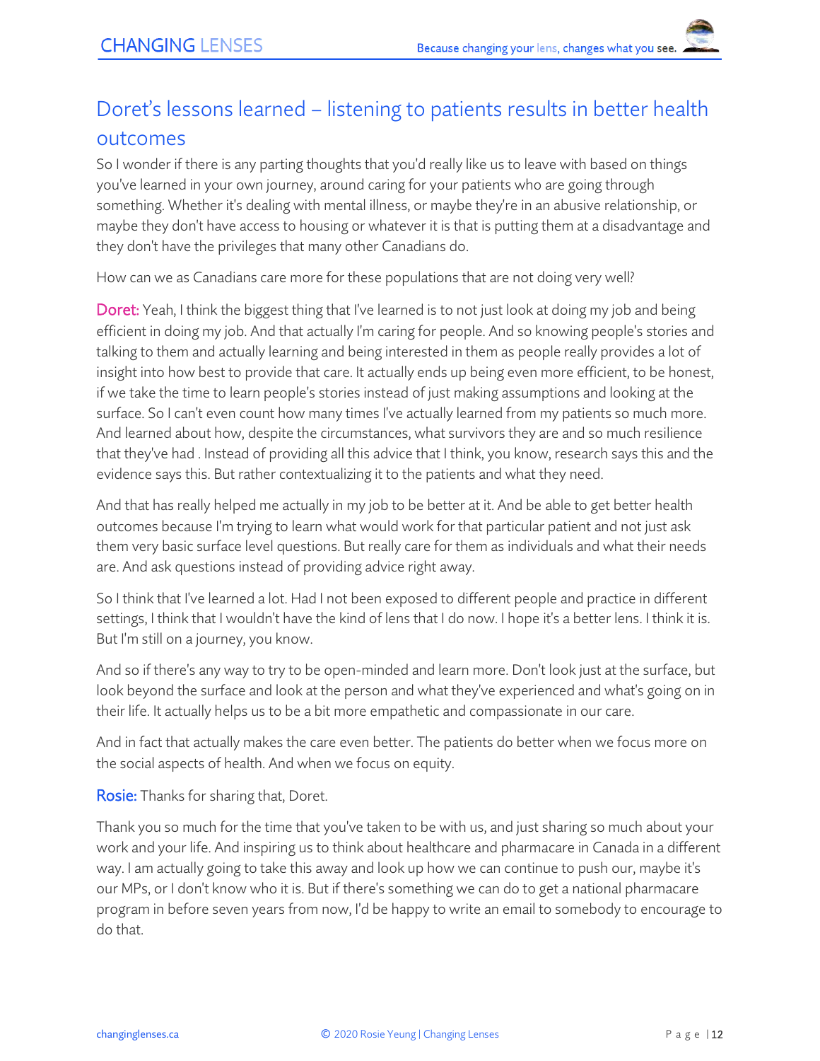## Doret's lessons learned – listening to patients results in better health outcomes

So I wonder if there is any parting thoughts that you'd really like us to leave with based on things you've learned in your own journey, around caring for your patients who are going through something. Whether it's dealing with mental illness, or maybe they're in an abusive relationship, or maybe they don't have access to housing or whatever it is that is putting them at a disadvantage and they don't have the privileges that many other Canadians do.

How can we as Canadians care more for these populations that are not doing very well?

**Doret:** Yeah, I think the biggest thing that I've learned is to not just look at doing my job and being efficient in doing my job. And that actually I'm caring for people. And so knowing people's stories and talking to them and actually learning and being interested in them as people really provides a lot of insight into how best to provide that care. It actually ends up being even more efficient, to be honest, if we take the time to learn people's stories instead of just making assumptions and looking at the surface. So I can't even count how many times I've actually learned from my patients so much more. And learned about how, despite the circumstances, what survivors they are and so much resilience that they've had . Instead of providing all this advice that I think, you know, research says this and the evidence says this. But rather contextualizing it to the patients and what they need.

And that has really helped me actually in my job to be better at it. And be able to get better health outcomes because I'm trying to learn what would work for that particular patient and not just ask them very basic surface level questions. But really care for them as individuals and what their needs are. And ask questions instead of providing advice right away.

So I think that I've learned a lot. Had I not been exposed to different people and practice in different settings, I think that I wouldn't have the kind of lens that I do now. I hope it's a better lens. I think it is. But I'm still on a journey, you know.

And so if there's any way to try to be open-minded and learn more. Don't look just at the surface, but look beyond the surface and look at the person and what they've experienced and what's going on in their life. It actually helps us to be a bit more empathetic and compassionate in our care.

And in fact that actually makes the care even better. The patients do better when we focus more on the social aspects of health. And when we focus on equity.

**Rosie:** Thanks for sharing that, Doret.

Thank you so much for the time that you've taken to be with us, and just sharing so much about your work and your life. And inspiring us to think about healthcare and pharmacare in Canada in a different way. I am actually going to take this away and look up how we can continue to push our, maybe it's our MPs, or I don't know who it is. But if there's something we can do to get a national pharmacare program in before seven years from now, I'd be happy to write an email to somebody to encourage to do that.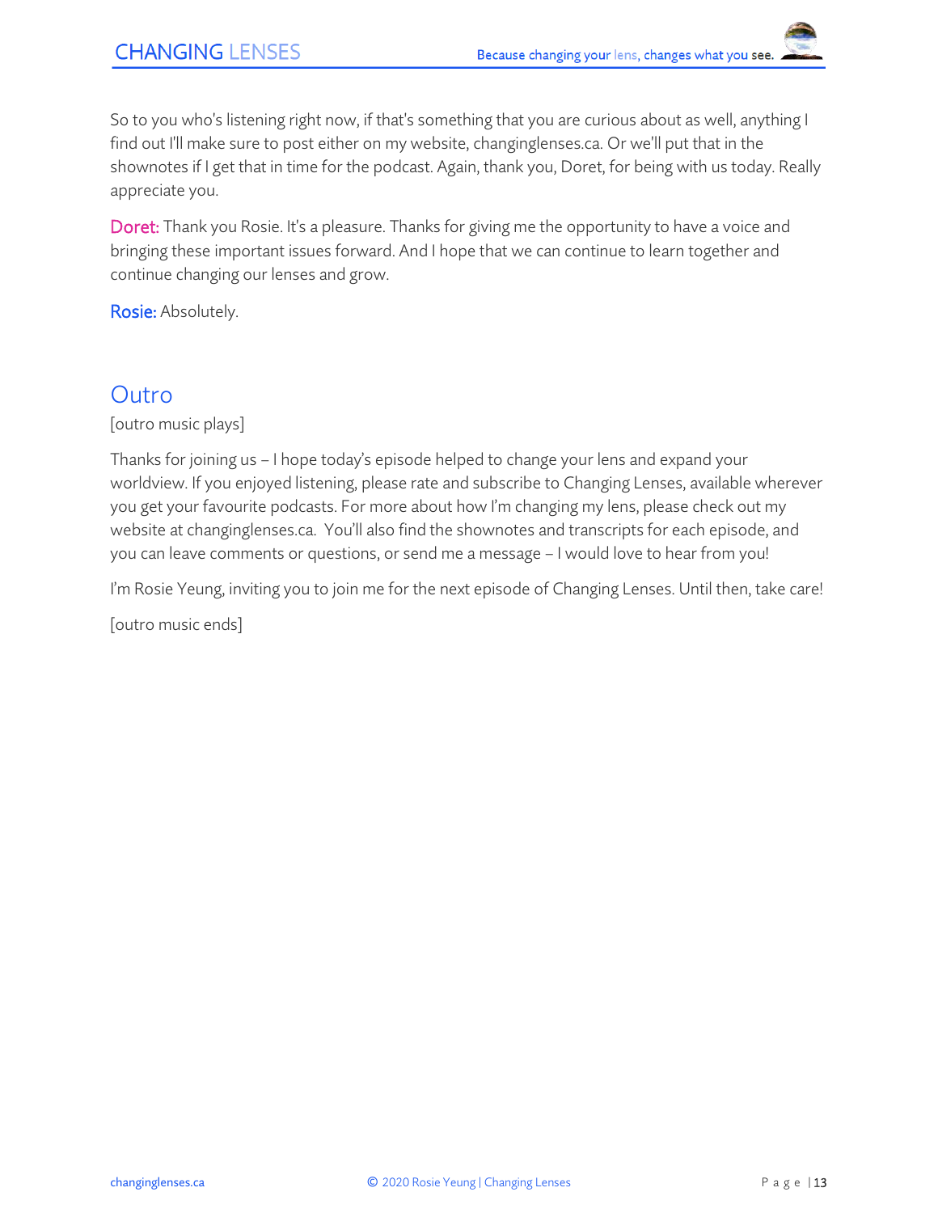So to you who's listening right now, if that's something that you are curious about as well, anything I find out I'll make sure to post either on my website, changinglenses.ca. Or we'll put that in the shownotes if I get that in time for the podcast. Again, thank you, Doret, for being with us today. Really appreciate you.

Doret: Thank you Rosie. It's a pleasure. Thanks for giving me the opportunity to have a voice and bringing these important issues forward. And I hope that we can continue to learn together and continue changing our lenses and grow.

Rosie: Absolutely.

## Outro

[outro music plays]

Thanks for joining us – I hope today's episode helped to change your lens and expand your worldview. If you enjoyed listening, please rate and subscribe to Changing Lenses, available wherever you get your favourite podcasts. For more about how I'm changing my lens, please check out my website at changinglenses.ca. You'll also find the shownotes and transcripts for each episode, and you can leave comments or questions, or send me a message – I would love to hear from you!

I'm Rosie Yeung, inviting you to join me for the next episode of Changing Lenses. Until then, take care!

[outro music ends]